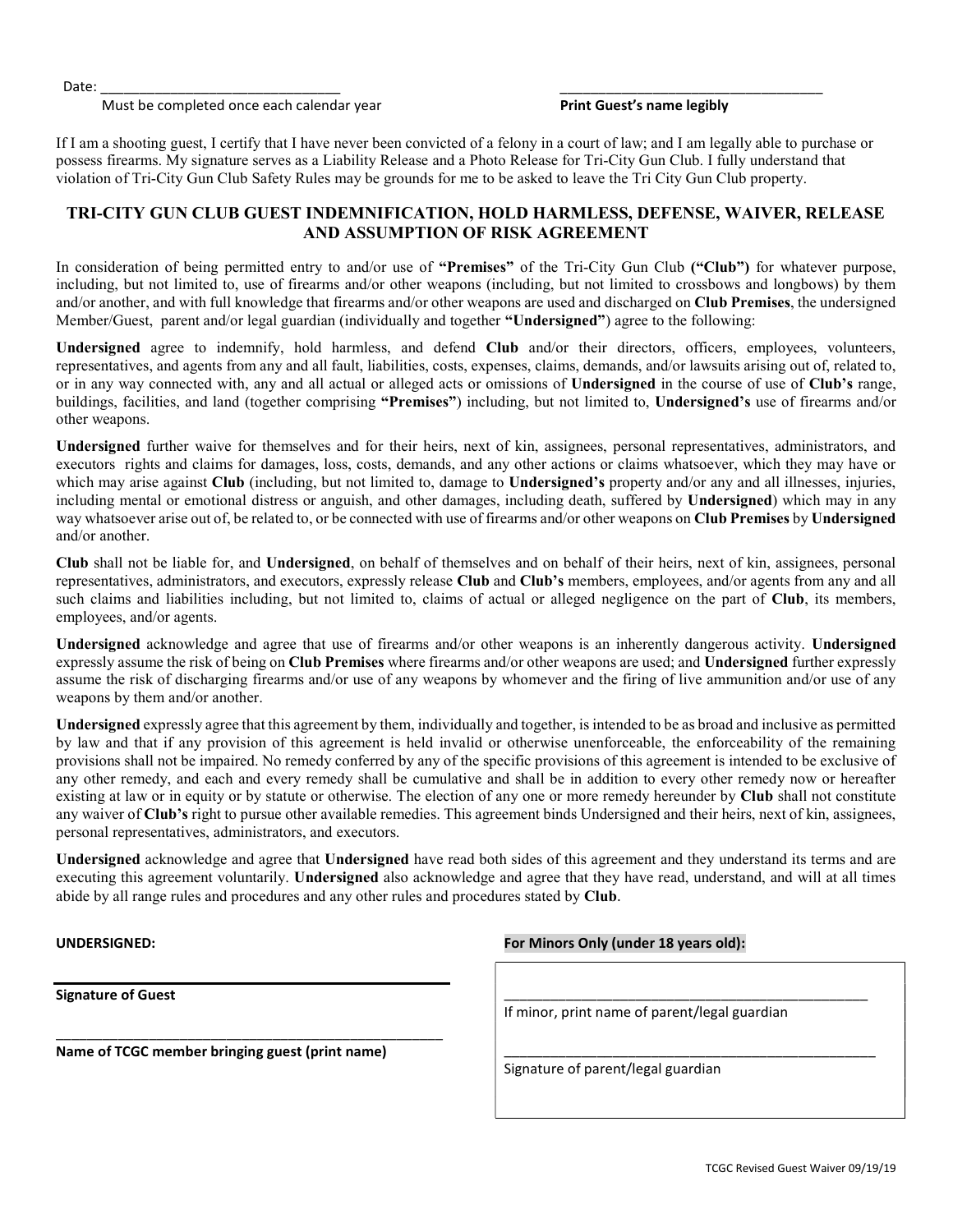Date: ______________________________ Must be completed once each calendar year

______________________________ **Print Guest's name legibly**

If I am a shooting guest, I certify that I have never been convicted of a felony in a court of law; and I am legally able to purchase or possess firearms. My signature serves as a Liability Release and a Photo Release for Tri-City Gun Club. I fully understand that violation of Tri-City Gun Club Safety Rules may be grounds for me to be asked to leave the Tri City Gun Club property.

## TRI-CITY GUN CLUB GUEST INDEMNIFICATION, HOLD HARMLESS, DEFENSE, WAIVER, RELEASE AND ASSUMPTION OF RISK AGREEMENT

In consideration of being permitted entry to and/or use of **"Premises"** of the Tri-City Gun Club **("Club")** for whatever purpose, including, but not limited to, use of firearms and/or other weapons (including, but not limited to crossbows and longbows) by them and/or another, and with full knowledge that firearms and/or other weapons are used and discharged on **Club Premises**, the undersigned Member/Guest, parent and/or legal guardian (individually and together **"Undersigned"**) agree to the following:

**Undersigned** agree to indemnify, hold harmless, and defend **Club** and/or their directors, officers, employees, volunteers, representatives, and agents from any and all fault, liabilities, costs, expenses, claims, demands, and/or lawsuits arising out of, related to, or in any way connected with, any and all actual or alleged acts or omissions of **Undersigned** in the course of use of **Club's** range, buildings, facilities, and land (together comprising **"Premises"**) including, but not limited to, **Undersigned's** use of firearms and/or other weapons.

**Undersigned** further waive for themselves and for their heirs, next of kin, assignees, personal representatives, administrators, and executors rights and claims for damages, loss, costs, demands, and any other actions or claims whatsoever, which they may have or which may arise against **Club** (including, but not limited to, damage to **Undersigned's** property and/or any and all illnesses, injuries, including mental or emotional distress or anguish, and other damages, including death, suffered by **Undersigned**) which may in any way whatsoever arise out of, be related to, or be connected with use of firearms and/or other weapons on **Club Premises** by **Undersigned** and/or another.

**Club** shall not be liable for, and **Undersigned**, on behalf of themselves and on behalf of their heirs, next of kin, assignees, personal representatives, administrators, and executors, expressly release **Club** and **Club's** members, employees, and/or agents from any and all such claims and liabilities including, but not limited to, claims of actual or alleged negligence on the part of **Club**, its members, employees, and/or agents.

**Undersigned** acknowledge and agree that use of firearms and/or other weapons is an inherently dangerous activity. **Undersigned** expressly assume the risk of being on **Club Premises** where firearms and/or other weapons are used; and **Undersigned** further expressly assume the risk of discharging firearms and/or use of any weapons by whomever and the firing of live ammunition and/or use of any weapons by them and/or another.

**Undersigned** expressly agree that this agreement by them, individually and together, is intended to be as broad and inclusive as permitted by law and that if any provision of this agreement is held invalid or otherwise unenforceable, the enforceability of the remaining provisions shall not be impaired. No remedy conferred by any of the specific provisions of this agreement is intended to be exclusive of any other remedy, and each and every remedy shall be cumulative and shall be in addition to every other remedy now or hereafter existing at law or in equity or by statute or otherwise. The election of any one or more remedy hereunder by **Club** shall not constitute any waiver of **Club's** right to pursue other available remedies. This agreement binds Undersigned and their heirs, next of kin, assignees, personal representatives, administrators, and executors.

**Undersigned** acknowledge and agree that **Undersigned** have read both sides of this agreement and they understand its terms and are executing this agreement voluntarily. **Undersigned** also acknowledge and agree that they have read, understand, and will at all times abide by all range rules and procedures and any other rules and procedures stated by **Club**.

**UNDERSIGNED:**

______________________________
**Signature of Guest**

______________________________
**Name of TCGC member bringing guest (print name)**

**For Minors Only (under 18 years old):**

______________________________
If minor, print name of parent/legal guardian

______________________________
Signature of parent/legal guardian

TCGC Revised Guest Waiver 09/19/19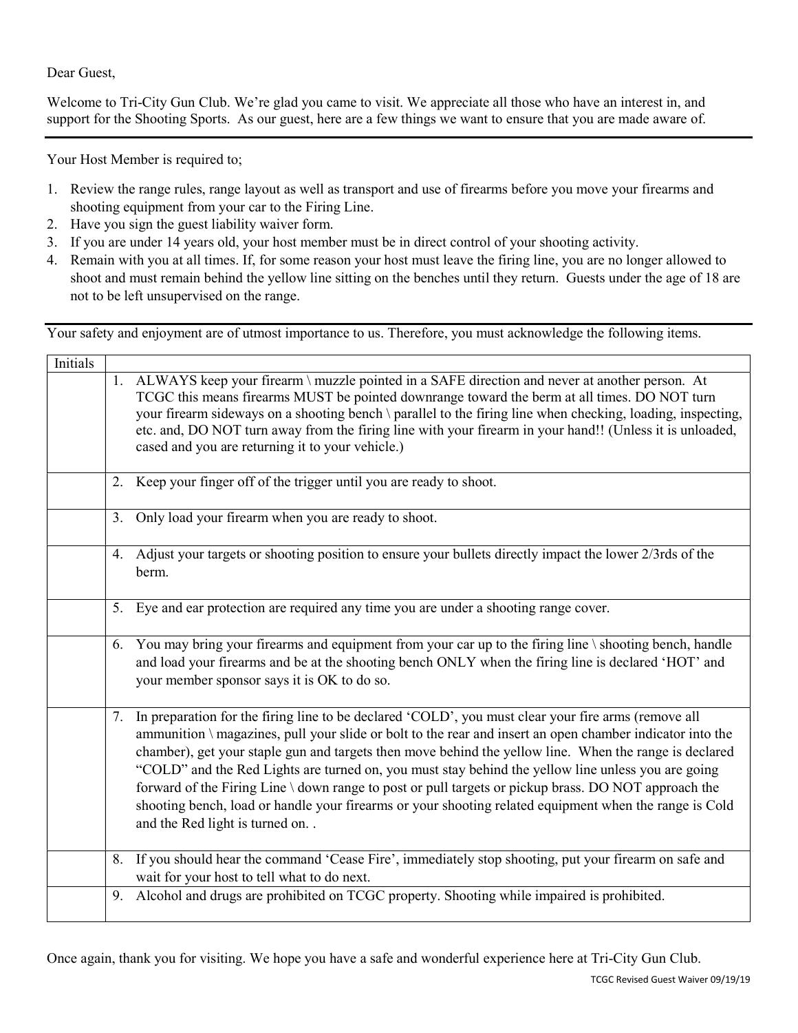Dear Guest,

Welcome to Tri-City Gun Club. We're glad you came to visit. We appreciate all those who have an interest in, and support for the Shooting Sports. As our guest, here are a few things we want to ensure that you are made aware of.

---

Your Host Member is required to;

1. Review the range rules, range layout as well as transport and use of firearms before you move your firearms and shooting equipment from your car to the Firing Line.
2. Have you sign the guest liability waiver form.
3. If you are under 14 years old, your host member must be in direct control of your shooting activity.
4. Remain with you at all times. If, for some reason your host must leave the firing line, you are no longer allowed to shoot and must remain behind the yellow line sitting on the benches until they return. Guests under the age of 18 are not to be left unsupervised on the range.

---

Your safety and enjoyment are of utmost importance to us. Therefore, you must acknowledge the following items.

| Initials | |
|---|---|
| | 1. ALWAYS keep your firearm \ muzzle pointed in a SAFE direction and never at another person. At TCGC this means firearms MUST be pointed downrange toward the berm at all times. DO NOT turn your firearm sideways on a shooting bench \ parallel to the firing line when checking, loading, inspecting, etc. and, DO NOT turn away from the firing line with your firearm in your hand!! (Unless it is unloaded, cased and you are returning it to your vehicle.) |
| | 2. Keep your finger off of the trigger until you are ready to shoot. |
| | 3. Only load your firearm when you are ready to shoot. |
| | 4. Adjust your targets or shooting position to ensure your bullets directly impact the lower 2/3rds of the berm. |
| | 5. Eye and ear protection are required any time you are under a shooting range cover. |
| | 6. You may bring your firearms and equipment from your car up to the firing line \ shooting bench, handle and load your firearms and be at the shooting bench ONLY when the firing line is declared 'HOT' and your member sponsor says it is OK to do so. |
| | 7. In preparation for the firing line to be declared 'COLD', you must clear your fire arms (remove all ammunition \ magazines, pull your slide or bolt to the rear and insert an open chamber indicator into the chamber), get your staple gun and targets then move behind the yellow line. When the range is declared "COLD" and the Red Lights are turned on, you must stay behind the yellow line unless you are going forward of the Firing Line \ down range to post or pull targets or pickup brass. DO NOT approach the shooting bench, load or handle your firearms or your shooting related equipment when the range is Cold and the Red light is turned on. . |
| | 8. If you should hear the command 'Cease Fire', immediately stop shooting, put your firearm on safe and wait for your host to tell what to do next. |
| | 9. Alcohol and drugs are prohibited on TCGC property. Shooting while impaired is prohibited. |

Once again, thank you for visiting. We hope you have a safe and wonderful experience here at Tri-City Gun Club.

TCGC Revised Guest Waiver 09/19/19